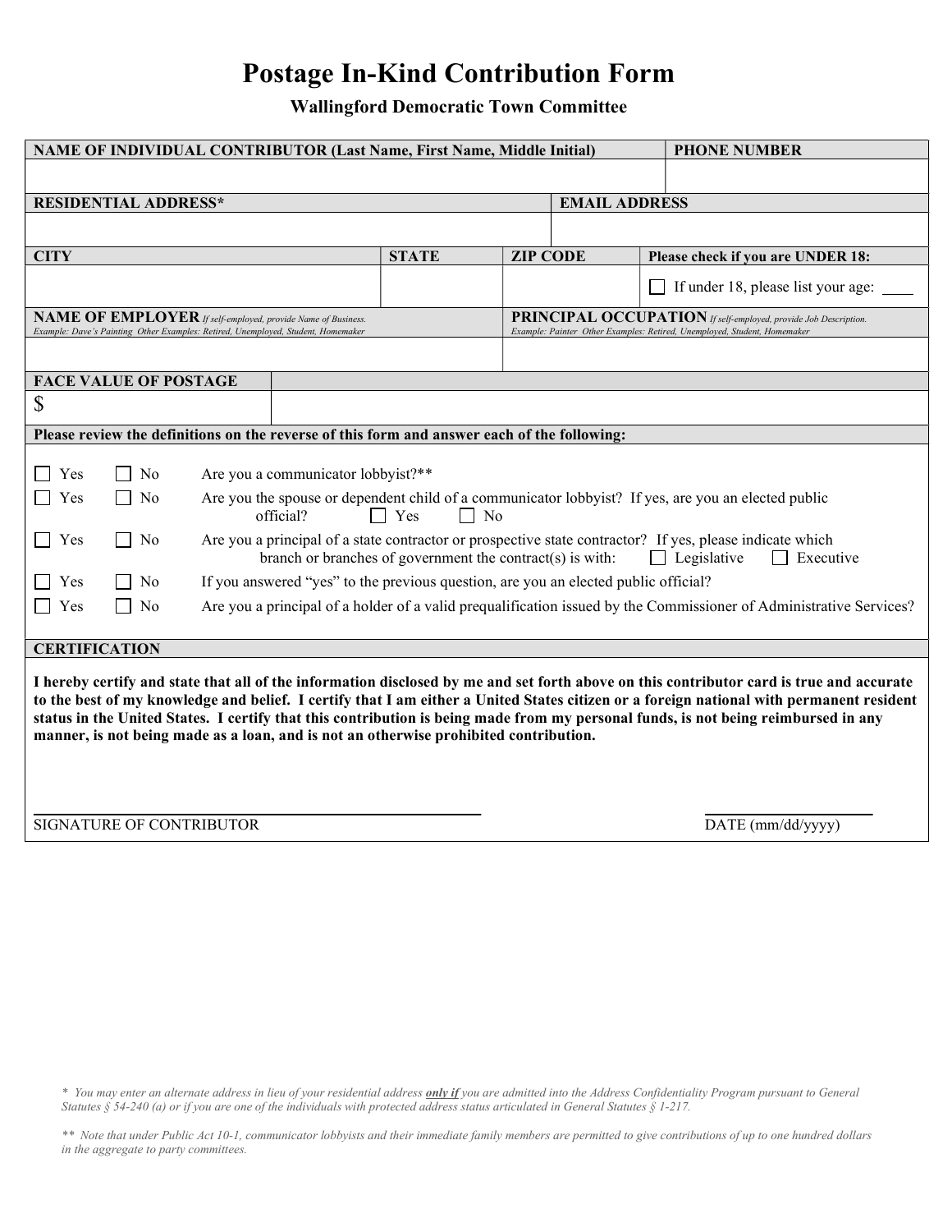# Postage In-Kind Contribution Form

**Wallingford Democratic Town Committee**

| NAME OF INDIVIDUAL CONTRIBUTOR (Last Name, First Name, Middle Initial) | | | PHONE NUMBER |
|---|---|---|---|
| | | | |
| **RESIDENTIAL ADDRESS*** | | **EMAIL ADDRESS** | |
| | | | |
| **CITY** | **STATE** | **ZIP CODE** | **Please check if you are UNDER 18:** |
| | | | ☐ If under 18, please list your age: ____ |

| **NAME OF EMPLOYER** *If self-employed, provide Name of Business. Example: Dave's Painting Other Examples: Retired, Unemployed, Student, Homemaker* | **PRINCIPAL OCCUPATION** *If self-employed, provide Job Description. Example: Painter Other Examples: Retired, Unemployed, Student, Homemaker* |
|---|---|
| | |

| **FACE VALUE OF POSTAGE** | |
|---|---|
| $ | |

**Please review the definitions on the reverse of this form and answer each of the following:**

- ☐ Yes ☐ No Are you a communicator lobbyist?**
- ☐ Yes ☐ No Are you the spouse or dependent child of a communicator lobbyist? If yes, are you an elected public official? ☐ Yes ☐ No
- ☐ Yes ☐ No Are you a principal of a state contractor or prospective state contractor? If yes, please indicate which branch or branches of government the contract(s) is with: ☐ Legislative ☐ Executive
- ☐ Yes ☐ No If you answered "yes" to the previous question, are you an elected public official?
- ☐ Yes ☐ No Are you a principal of a holder of a valid prequalification issued by the Commissioner of Administrative Services?

**CERTIFICATION**

**I hereby certify and state that all of the information disclosed by me and set forth above on this contributor card is true and accurate to the best of my knowledge and belief. I certify that I am either a United States citizen or a foreign national with permanent resident status in the United States. I certify that this contribution is being made from my personal funds, is not being reimbursed in any manner, is not being made as a loan, and is not an otherwise prohibited contribution.**

\_\_\_\_\_\_\_\_\_\_\_\_\_\_\_\_\_\_\_\_\_\_\_\_\_\_\_\_\_\_\_\_\_\_\_\_\_\_\_\_ \_\_\_\_\_\_\_\_\_\_\_\_\_\_\_\_\_\_\_\_

SIGNATURE OF CONTRIBUTOR DATE (mm/dd/yyyy)

*\* You may enter an alternate address in lieu of your residential address **only if** you are admitted into the Address Confidentiality Program pursuant to General Statutes § 54-240 (a) or if you are one of the individuals with protected address status articulated in General Statutes § 1-217.*

*\*\* Note that under Public Act 10-1, communicator lobbyists and their immediate family members are permitted to give contributions of up to one hundred dollars in the aggregate to party committees.*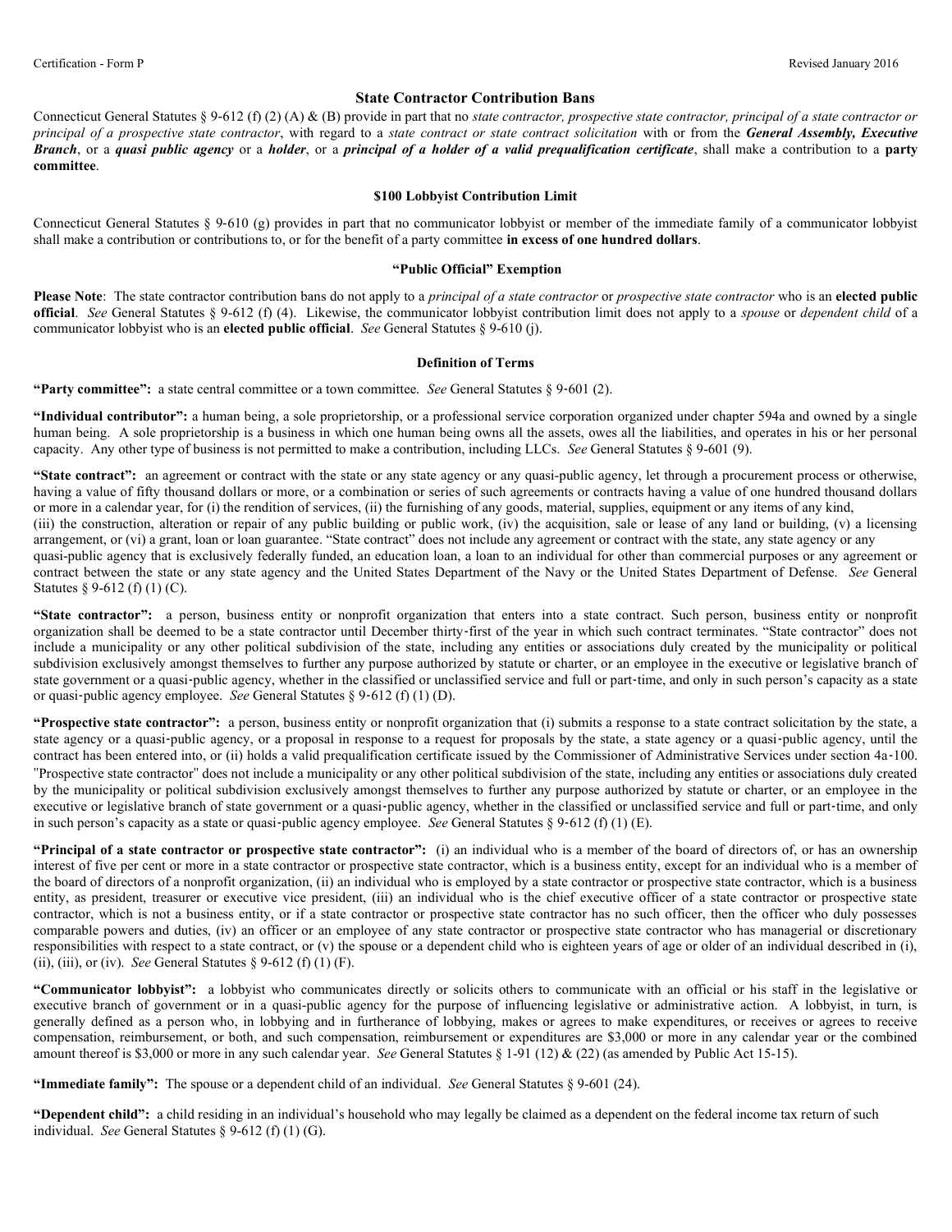## State Contractor Contribution Bans

Connecticut General Statutes § 9-612 (f) (2) (A) & (B) provide in part that no *state contractor, prospective state contractor, principal of a state contractor or principal of a prospective state contractor*, with regard to a *state contract or state contract solicitation* with or from the ***General Assembly, Executive Branch***, or a ***quasi public agency*** or a ***holder***, or a ***principal of a holder of a valid prequalification certificate***, shall make a contribution to a **party committee**.

## $100 Lobbyist Contribution Limit

Connecticut General Statutes § 9-610 (g) provides in part that no communicator lobbyist or member of the immediate family of a communicator lobbyist shall make a contribution or contributions to, or for the benefit of a party committee **in excess of one hundred dollars**.

## "Public Official" Exemption

**Please Note**: The state contractor contribution bans do not apply to a *principal of a state contractor* or *prospective state contractor* who is an **elected public official**. *See* General Statutes § 9-612 (f) (4). Likewise, the communicator lobbyist contribution limit does not apply to a *spouse* or *dependent child* of a communicator lobbyist who is an **elected public official**. *See* General Statutes § 9-610 (j).

## Definition of Terms

**"Party committee":** a state central committee or a town committee. *See* General Statutes § 9-601 (2).

**"Individual contributor":** a human being, a sole proprietorship, or a professional service corporation organized under chapter 594a and owned by a single human being. A sole proprietorship is a business in which one human being owns all the assets, owes all the liabilities, and operates in his or her personal capacity. Any other type of business is not permitted to make a contribution, including LLCs. *See* General Statutes § 9-601 (9).

**"State contract":** an agreement or contract with the state or any state agency or any quasi-public agency, let through a procurement process or otherwise, having a value of fifty thousand dollars or more, or a combination or series of such agreements or contracts having a value of one hundred thousand dollars or more in a calendar year, for (i) the rendition of services, (ii) the furnishing of any goods, material, supplies, equipment or any items of any kind, (iii) the construction, alteration or repair of any public building or public work, (iv) the acquisition, sale or lease of any land or building, (v) a licensing arrangement, or (vi) a grant, loan or loan guarantee. "State contract" does not include any agreement or contract with the state, any state agency or any quasi-public agency that is exclusively federally funded, an education loan, a loan to an individual for other than commercial purposes or any agreement or contract between the state or any state agency and the United States Department of the Navy or the United States Department of Defense. *See* General Statutes § 9-612 (f) (1) (C).

**"State contractor":** a person, business entity or nonprofit organization that enters into a state contract. Such person, business entity or nonprofit organization shall be deemed to be a state contractor until December thirty-first of the year in which such contract terminates. "State contractor" does not include a municipality or any other political subdivision of the state, including any entities or associations duly created by the municipality or political subdivision exclusively amongst themselves to further any purpose authorized by statute or charter, or an employee in the executive or legislative branch of state government or a quasi-public agency, whether in the classified or unclassified service and full or part-time, and only in such person's capacity as a state or quasi-public agency employee. *See* General Statutes § 9-612 (f) (1) (D).

**"Prospective state contractor":** a person, business entity or nonprofit organization that (i) submits a response to a state contract solicitation by the state, a state agency or a quasi-public agency, or a proposal in response to a request for proposals by the state, a state agency or a quasi-public agency, until the contract has been entered into, or (ii) holds a valid prequalification certificate issued by the Commissioner of Administrative Services under section 4a-100. "Prospective state contractor" does not include a municipality or any other political subdivision of the state, including any entities or associations duly created by the municipality or political subdivision exclusively amongst themselves to further any purpose authorized by statute or charter, or an employee in the executive or legislative branch of state government or a quasi-public agency, whether in the classified or unclassified service and full or part-time, and only in such person's capacity as a state or quasi-public agency employee. *See* General Statutes § 9-612 (f) (1) (E).

**"Principal of a state contractor or prospective state contractor":** (i) an individual who is a member of the board of directors of, or has an ownership interest of five per cent or more in a state contractor or prospective state contractor, which is a business entity, except for an individual who is a member of the board of directors of a nonprofit organization, (ii) an individual who is employed by a state contractor or prospective state contractor, which is a business entity, as president, treasurer or executive vice president, (iii) an individual who is the chief executive officer of a state contractor or prospective state contractor, which is not a business entity, or if a state contractor or prospective state contractor has no such officer, then the officer who duly possesses comparable powers and duties, (iv) an officer or an employee of any state contractor or prospective state contractor who has managerial or discretionary responsibilities with respect to a state contract, or (v) the spouse or a dependent child who is eighteen years of age or older of an individual described in (i), (ii), (iii), or (iv). *See* General Statutes § 9-612 (f) (1) (F).

**"Communicator lobbyist":** a lobbyist who communicates directly or solicits others to communicate with an official or his staff in the legislative or executive branch of government or in a quasi-public agency for the purpose of influencing legislative or administrative action. A lobbyist, in turn, is generally defined as a person who, in lobbying and in furtherance of lobbying, makes or agrees to make expenditures, or receives or agrees to receive compensation, reimbursement, or both, and such compensation, reimbursement or expenditures are $3,000 or more in any calendar year or the combined amount thereof is $3,000 or more in any such calendar year. *See* General Statutes § 1-91 (12) & (22) (as amended by Public Act 15-15).

**"Immediate family":** The spouse or a dependent child of an individual. *See* General Statutes § 9-601 (24).

**"Dependent child":** a child residing in an individual's household who may legally be claimed as a dependent on the federal income tax return of such individual. *See* General Statutes § 9-612 (f) (1) (G).